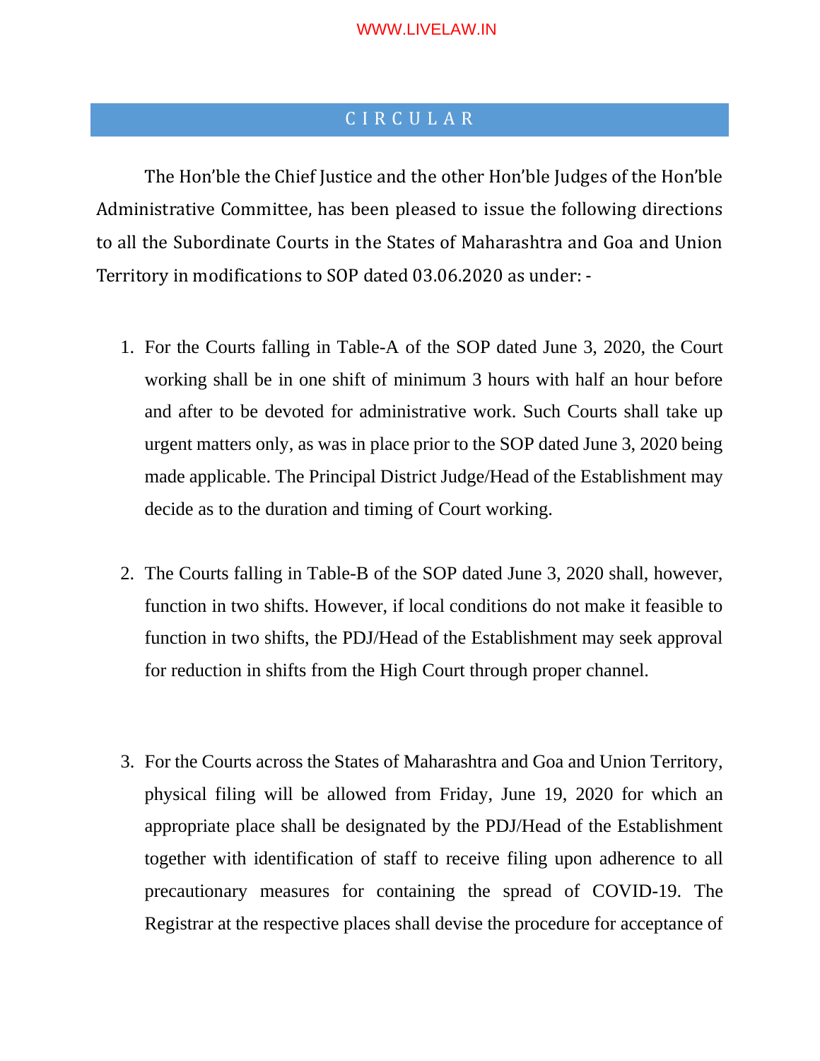# CIRCULAR

The Hon'ble the Chief Justice and the other Hon'ble Judges of the Hon'ble Administrative Committee, has been pleased to issue the following directions to all the Subordinate Courts in the States of Maharashtra and Goa and Union Territory in modifications to SOP dated 03.06.2020 as under: -

1. For the Courts falling in Table-A of the SOP dated June 3, 2020, the Court working shall be in one shift of minimum 3 hours with half an hour before and after to be devoted for administrative work. Such Courts shall take up urgent matters only, as was in place prior to the SOP dated June 3, 2020 being made applicable. The Principal District Judge/Head of the Establishment may decide as to the duration and timing of Court working.

2. The Courts falling in Table-B of the SOP dated June 3, 2020 shall, however, function in two shifts. However, if local conditions do not make it feasible to function in two shifts, the PDJ/Head of the Establishment may seek approval for reduction in shifts from the High Court through proper channel.

3. For the Courts across the States of Maharashtra and Goa and Union Territory, physical filing will be allowed from Friday, June 19, 2020 for which an appropriate place shall be designated by the PDJ/Head of the Establishment together with identification of staff to receive filing upon adherence to all precautionary measures for containing the spread of COVID-19. The Registrar at the respective places shall devise the procedure for acceptance of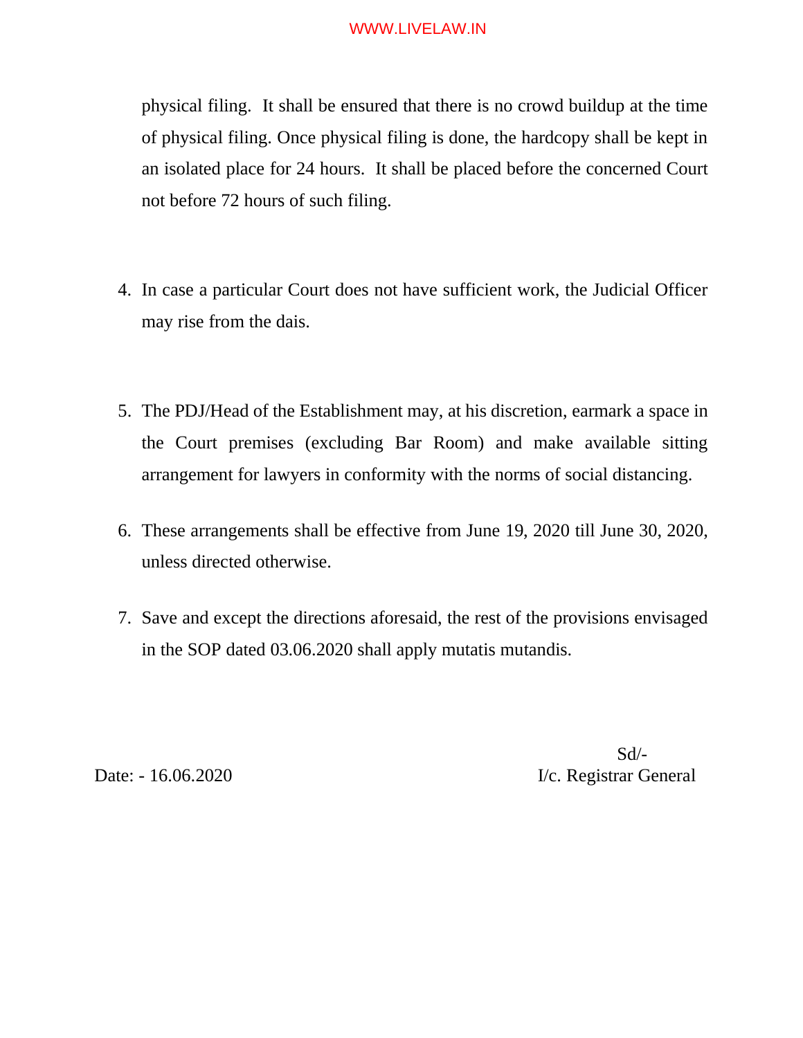physical filing. It shall be ensured that there is no crowd buildup at the time of physical filing. Once physical filing is done, the hardcopy shall be kept in an isolated place for 24 hours. It shall be placed before the concerned Court not before 72 hours of such filing.

4. In case a particular Court does not have sufficient work, the Judicial Officer may rise from the dais.

5. The PDJ/Head of the Establishment may, at his discretion, earmark a space in the Court premises (excluding Bar Room) and make available sitting arrangement for lawyers in conformity with the norms of social distancing.

6. These arrangements shall be effective from June 19, 2020 till June 30, 2020, unless directed otherwise.

7. Save and except the directions aforesaid, the rest of the provisions envisaged in the SOP dated 03.06.2020 shall apply mutatis mutandis.

Sd/-

Date: - 16.06.2020 I/c. Registrar General